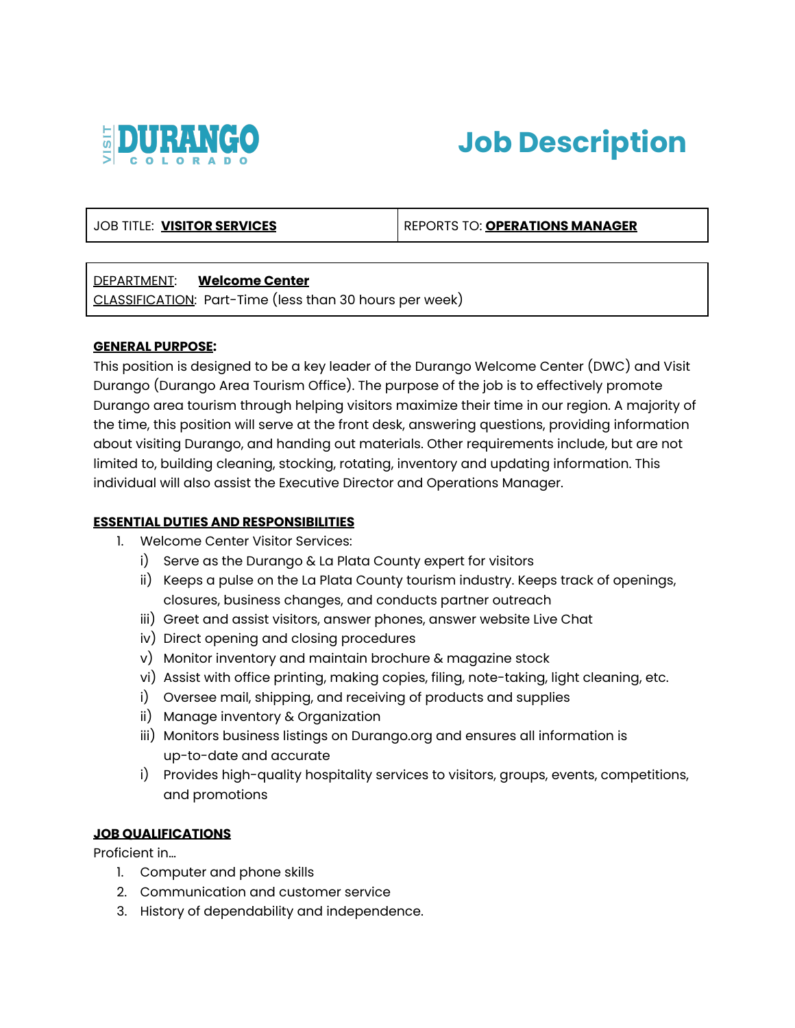VISIT DURANGO COLORADO

# Job Description

| JOB TITLE: **VISITOR SERVICES** | REPORTS TO: **OPERATIONS MANAGER** |
|---|---|

| DEPARTMENT: **Welcome Center**<br>CLASSIFICATION: Part-Time (less than 30 hours per week) |
|---|

**GENERAL PURPOSE:**

This position is designed to be a key leader of the Durango Welcome Center (DWC) and Visit Durango (Durango Area Tourism Office). The purpose of the job is to effectively promote Durango area tourism through helping visitors maximize their time in our region. A majority of the time, this position will serve at the front desk, answering questions, providing information about visiting Durango, and handing out materials. Other requirements include, but are not limited to, building cleaning, stocking, rotating, inventory and updating information. This individual will also assist the Executive Director and Operations Manager.

**ESSENTIAL DUTIES AND RESPONSIBILITIES**

1. Welcome Center Visitor Services:
   - i) Serve as the Durango & La Plata County expert for visitors
   - ii) Keeps a pulse on the La Plata County tourism industry. Keeps track of openings, closures, business changes, and conducts partner outreach
   - iii) Greet and assist visitors, answer phones, answer website Live Chat
   - iv) Direct opening and closing procedures
   - v) Monitor inventory and maintain brochure & magazine stock
   - vi) Assist with office printing, making copies, filing, note-taking, light cleaning, etc.
   - i) Oversee mail, shipping, and receiving of products and supplies
   - ii) Manage inventory & Organization
   - iii) Monitors business listings on Durango.org and ensures all information is up-to-date and accurate
   - i) Provides high-quality hospitality services to visitors, groups, events, competitions, and promotions

**JOB QUALIFICATIONS**

Proficient in...

1. Computer and phone skills
2. Communication and customer service
3. History of dependability and independence.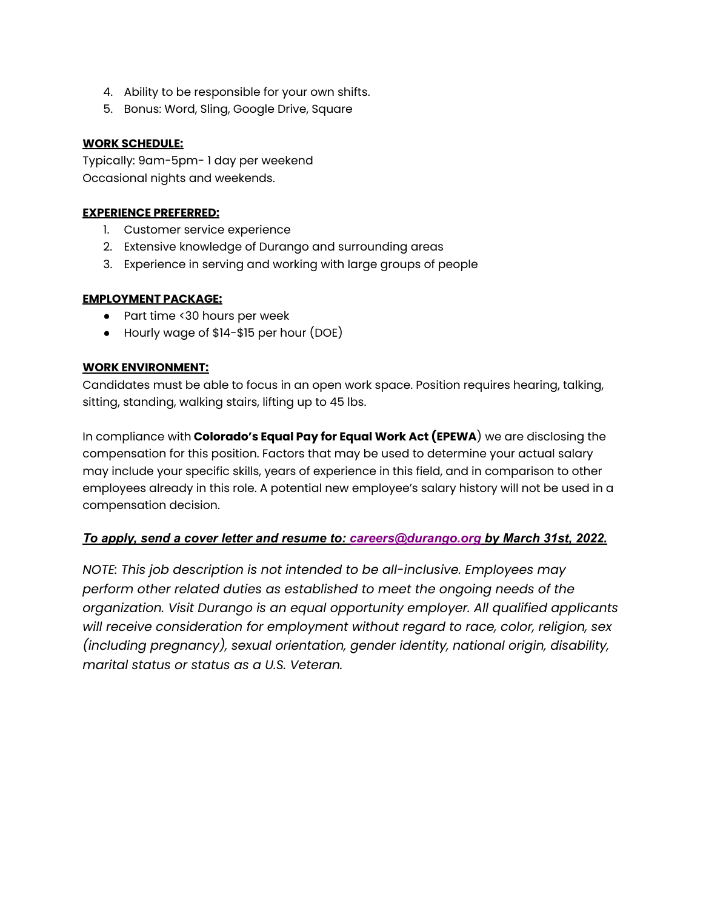4. Ability to be responsible for your own shifts.
5. Bonus: Word, Sling, Google Drive, Square

**WORK SCHEDULE:**

Typically: 9am-5pm- 1 day per weekend
Occasional nights and weekends.

**EXPERIENCE PREFERRED:**

1. Customer service experience
2. Extensive knowledge of Durango and surrounding areas
3. Experience in serving and working with large groups of people

**EMPLOYMENT PACKAGE:**

- Part time <30 hours per week
- Hourly wage of $14-$15 per hour (DOE)

**WORK ENVIRONMENT:**

Candidates must be able to focus in an open work space. Position requires hearing, talking, sitting, standing, walking stairs, lifting up to 45 lbs.

In compliance with **Colorado's Equal Pay for Equal Work Act (EPEWA**) we are disclosing the compensation for this position. Factors that may be used to determine your actual salary may include your specific skills, years of experience in this field, and in comparison to other employees already in this role. A potential new employee's salary history will not be used in a compensation decision.

***To apply, send a cover letter and resume to: careers@durango.org by March 31st, 2022.***

*NOTE: This job description is not intended to be all-inclusive. Employees may perform other related duties as established to meet the ongoing needs of the organization. Visit Durango is an equal opportunity employer. All qualified applicants will receive consideration for employment without regard to race, color, religion, sex (including pregnancy), sexual orientation, gender identity, national origin, disability, marital status or status as a U.S. Veteran.*